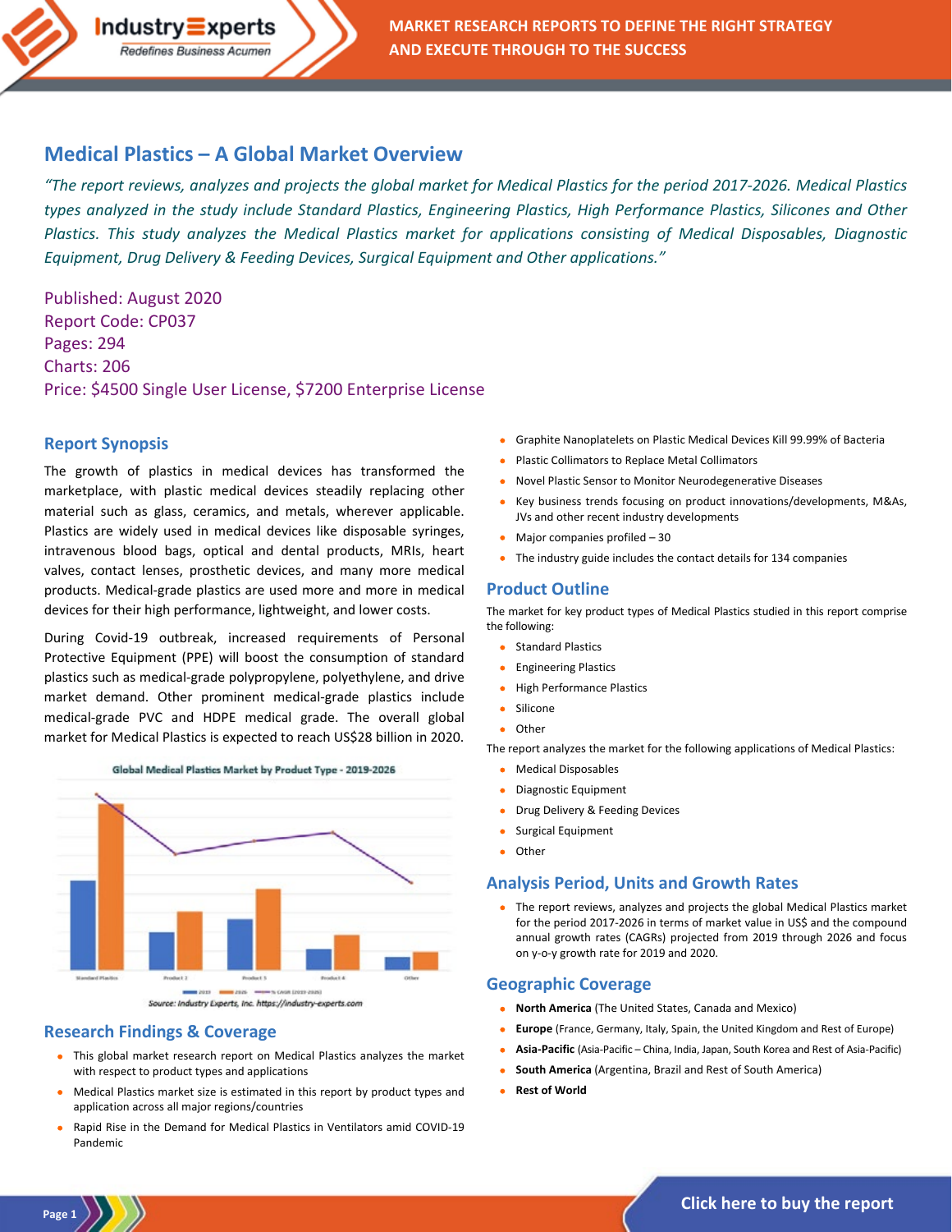# Medical Plastics – A Global Market Overview

*"The report reviews, analyzes and projects the global market for Medical Plastics for the period 2017-2026. Medical Plastics types analyzed in the study include Standard Plastics, Engineering Plastics, High Performance Plastics, Silicones and Other Plastics. This study analyzes the Medical Plastics market for applications consisting of Medical Disposables, Diagnostic Equipment, Drug Delivery & Feeding Devices, Surgical Equipment and Other applications."*

Published: August 2020
Report Code: CP037
Pages: 294
Charts: 206
Price: $4500 Single User License, $7200 Enterprise License

## Report Synopsis

The growth of plastics in medical devices has transformed the marketplace, with plastic medical devices steadily replacing other material such as glass, ceramics, and metals, wherever applicable. Plastics are widely used in medical devices like disposable syringes, intravenous blood bags, optical and dental products, MRIs, heart valves, contact lenses, prosthetic devices, and many more medical products. Medical-grade plastics are used more and more in medical devices for their high performance, lightweight, and lower costs.

During Covid-19 outbreak, increased requirements of Personal Protective Equipment (PPE) will boost the consumption of standard plastics such as medical-grade polypropylene, polyethylene, and drive market demand. Other prominent medical-grade plastics include medical-grade PVC and HDPE medical grade. The overall global market for Medical Plastics is expected to reach US$28 billion in 2020.

Global Medical Plastics Market by Product Type - 2019-2026

Source: Industry Experts, Inc. https://industry-experts.com

## Research Findings & Coverage

- This global market research report on Medical Plastics analyzes the market with respect to product types and applications
- Medical Plastics market size is estimated in this report by product types and application across all major regions/countries
- Rapid Rise in the Demand for Medical Plastics in Ventilators amid COVID-19 Pandemic
- Graphite Nanoplatelets on Plastic Medical Devices Kill 99.99% of Bacteria
- Plastic Collimators to Replace Metal Collimators
- Novel Plastic Sensor to Monitor Neurodegenerative Diseases
- Key business trends focusing on product innovations/developments, M&As, JVs and other recent industry developments
- Major companies profiled – 30
- The industry guide includes the contact details for 134 companies

## Product Outline

The market for key product types of Medical Plastics studied in this report comprise the following:

- Standard Plastics
- Engineering Plastics
- High Performance Plastics
- Silicone
- Other

The report analyzes the market for the following applications of Medical Plastics:

- Medical Disposables
- Diagnostic Equipment
- Drug Delivery & Feeding Devices
- Surgical Equipment
- Other

## Analysis Period, Units and Growth Rates

- The report reviews, analyzes and projects the global Medical Plastics market for the period 2017-2026 in terms of market value in US$ and the compound annual growth rates (CAGRs) projected from 2019 through 2026 and focus on y-o-y growth rate for 2019 and 2020.

## Geographic Coverage

- **North America** (The United States, Canada and Mexico)
- **Europe** (France, Germany, Italy, Spain, the United Kingdom and Rest of Europe)
- **Asia-Pacific** (Asia-Pacific – China, India, Japan, South Korea and Rest of Asia-Pacific)
- **South America** (Argentina, Brazil and Rest of South America)
- **Rest of World**

Click here to buy the report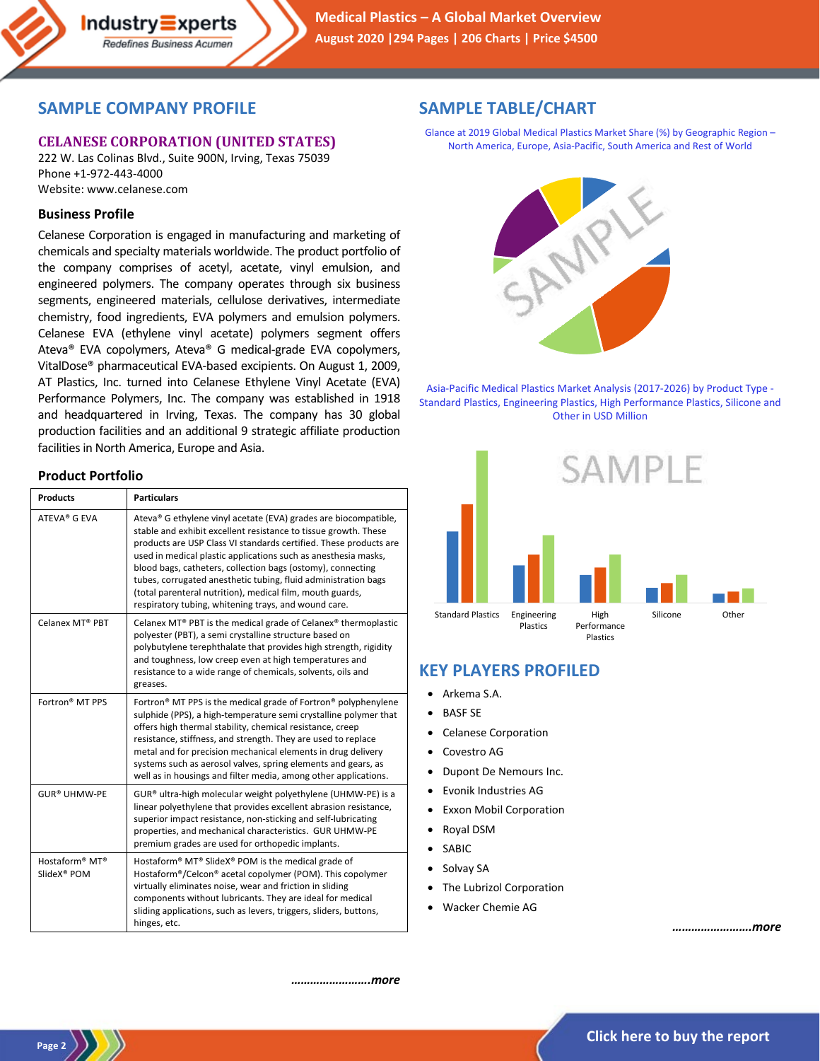## SAMPLE COMPANY PROFILE

### CELANESE CORPORATION (UNITED STATES)

222 W. Las Colinas Blvd., Suite 900N, Irving, Texas 75039
Phone +1-972-443-4000
Website: www.celanese.com

### Business Profile

Celanese Corporation is engaged in manufacturing and marketing of chemicals and specialty materials worldwide. The product portfolio of the company comprises of acetyl, acetate, vinyl emulsion, and engineered polymers. The company operates through six business segments, engineered materials, cellulose derivatives, intermediate chemistry, food ingredients, EVA polymers and emulsion polymers. Celanese EVA (ethylene vinyl acetate) polymers segment offers Ateva® EVA copolymers, Ateva® G medical-grade EVA copolymers, VitalDose® pharmaceutical EVA-based excipients. On August 1, 2009, AT Plastics, Inc. turned into Celanese Ethylene Vinyl Acetate (EVA) Performance Polymers, Inc. The company was established in 1918 and headquartered in Irving, Texas. The company has 30 global production facilities and an additional 9 strategic affiliate production facilities in North America, Europe and Asia.

### Product Portfolio

| Products | Particulars |
|---|---|
| ATEVA® G EVA | Ateva® G ethylene vinyl acetate (EVA) grades are biocompatible, stable and exhibit excellent resistance to tissue growth. These products are USP Class VI standards certified. These products are used in medical plastic applications such as anesthesia masks, blood bags, catheters, collection bags (ostomy), connecting tubes, corrugated anesthetic tubing, fluid administration bags (total parenteral nutrition), medical film, mouth guards, respiratory tubing, whitening trays, and wound care. |
| Celanex MT® PBT | Celanex MT® PBT is the medical grade of Celanex® thermoplastic polyester (PBT), a semi crystalline structure based on polybutylene terephthalate that provides high strength, rigidity and toughness, low creep even at high temperatures and resistance to a wide range of chemicals, solvents, oils and greases. |
| Fortron® MT PPS | Fortron® MT PPS is the medical grade of Fortron® polyphenylene sulphide (PPS), a high-temperature semi crystalline polymer that offers high thermal stability, chemical resistance, creep resistance, stiffness, and strength. They are used to replace metal and for precision mechanical elements in drug delivery systems such as aerosol valves, spring elements and gears, as well as in housings and filter media, among other applications. |
| GUR® UHMW-PE | GUR® ultra-high molecular weight polyethylene (UHMW-PE) is a linear polyethylene that provides excellent abrasion resistance, superior impact resistance, non-sticking and self-lubricating properties, and mechanical characteristics. GUR UHMW-PE premium grades are used for orthopedic implants. |
| Hostaform® MT® SlideX® POM | Hostaform® MT® SlideX® POM is the medical grade of Hostaform®/Celcon® acetal copolymer (POM). This copolymer virtually eliminates noise, wear and friction in sliding components without lubricants. They are ideal for medical sliding applications, such as levers, triggers, sliders, buttons, hinges, etc. |

*……………………more*

## SAMPLE TABLE/CHART

Glance at 2019 Global Medical Plastics Market Share (%) by Geographic Region – North America, Europe, Asia-Pacific, South America and Rest of World

Asia-Pacific Medical Plastics Market Analysis (2017-2026) by Product Type - Standard Plastics, Engineering Plastics, High Performance Plastics, Silicone and Other in USD Million

## KEY PLAYERS PROFILED

- Arkema S.A.
- BASF SE
- Celanese Corporation
- Covestro AG
- Dupont De Nemours Inc.
- Evonik Industries AG
- Exxon Mobil Corporation
- Royal DSM
- SABIC
- Solvay SA
- The Lubrizol Corporation
- Wacker Chemie AG

*……………………more*

Click here to buy the report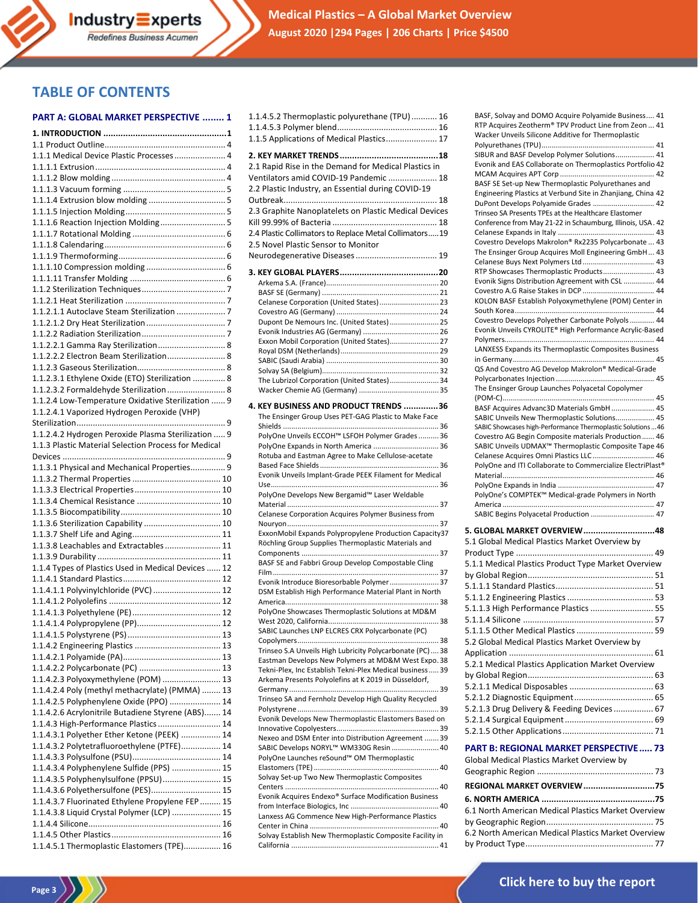# TABLE OF CONTENTS

**PART A: GLOBAL MARKET PERSPECTIVE ........ 1**

**1. INTRODUCTION ................................................1**
1.1 Product Outline.................................................... 4
1.1.1 Medical Device Plastic Processes ...................... 4
1.1.1.1 Extrusion ........................................................ 4
1.1.1.2 Blow molding ................................................. 4
1.1.1.3 Vacuum forming ............................................ 5
1.1.1.4 Extrusion blow molding ................................. 5
1.1.1.5 Injection Molding........................................... 5
1.1.1.6 Reaction Injection Molding............................ 5
1.1.1.7 Rotational Molding ........................................ 6
1.1.1.8 Calendaring.................................................... 6
1.1.1.9 Thermoforming.............................................. 6
1.1.1.10 Compression molding .................................. 6
1.1.1.11 Transfer Molding ......................................... 6
1.1.2 Sterilization Techniques.................................... 7
1.1.2.1 Heat Sterilization ........................................... 7
1.1.2.1.1 Autoclave Steam Sterilization ..................... 7
1.1.2.1.2 Dry Heat Sterilization.................................. 7
1.1.2.2 Radiation Sterilization.................................... 7
1.1.2.2.1 Gamma Ray Sterilization............................. 8
1.1.2.2.2 Electron Beam Sterilization.......................... 8
1.1.2.3 Gaseous Sterilization...................................... 8
1.1.2.3.1 Ethylene Oxide (ETO) Sterilization .............. 8
1.1.2.3.2 Formaldehyde Sterilization.......................... 8
1.1.2.4 Low-Temperature Oxidative Sterilization ...... 9
1.1.2.4.1 Vaporized Hydrogen Peroxide (VHP) Sterilization................................................................ 9
1.1.2.4.2 Hydrogen Peroxide Plasma Sterilization ..... 9
1.1.3 Plastic Material Selection Process for Medical Devices ...................................................................... 9
1.1.3.1 Physical and Mechanical Properties............... 9
1.1.3.2 Thermal Properties ...................................... 10
1.1.3.3 Electrical Properties..................................... 10
1.1.3.4 Chemical Resistance .................................... 10
1.1.3.5 Biocompatibility........................................... 10
1.1.3.6 Sterilization Capability ................................. 10
1.1.3.7 Shelf Life and Aging...................................... 11
1.1.3.8 Leachables and Extractables ........................ 11
1.1.3.9 Durability .................................................... 11
1.1.4 Types of Plastics Used in Medical Devices ...... 12
1.1.4.1 Standard Plastics.......................................... 12
1.1.4.1.1 Polyvinylchloride (PVC) ............................. 12
1.1.4.1.2 Polyolefins ................................................ 12
1.1.4.1.3 Polyethylene (PE)...................................... 12
1.1.4.1.4 Polypropylene (PP).................................... 12
1.1.4.1.5 Polystyrene (PS)........................................ 13
1.1.4.2 Engineering Plastics ..................................... 13
1.1.4.2.1 Polyamide (PA).......................................... 13
1.1.4.2.2 Polycarbonate (PC) ................................... 13
1.1.4.2.3 Polyoxymethylene (POM) ......................... 13
1.1.4.2.4 Poly (methyl methacrylate) (PMMA) ........ 13
1.1.4.2.5 Polyphenylene Oxide (PPO) ...................... 14
1.1.4.2.6 Acrylonitrile Butadiene Styrene (ABS)....... 14
1.1.4.3 High-Performance Plastics ........................... 14
1.1.4.3.1 Polyether Ether Ketone (PEEK) ................. 14
1.1.4.3.2 Polytetrafluoroethylene (PTFE)................. 14
1.1.4.3.3 Polysulfone (PSU)...................................... 14
1.1.4.3.4 Polyphenylene Sulfide (PPS) ..................... 15
1.1.4.3.5 Polyphenylsulfone (PPSU)......................... 15
1.1.4.3.6 Polyethersulfone (PES).............................. 15
1.1.4.3.7 Fluorinated Ethylene Propylene FEP ......... 15
1.1.4.3.8 Liquid Crystal Polymer (LCP) ..................... 15
1.1.4.4 Silicone......................................................... 16
1.1.4.5 Other Plastics............................................... 16
1.1.4.5.1 Thermoplastic Elastomers (TPE)................ 16
1.1.4.5.2 Thermoplastic polyurethane (TPU) ........... 16
1.1.4.5.3 Polymer blend........................................... 16
1.1.5 Applications of Medical Plastics...................... 17

**2. KEY MARKET TRENDS........................................18**
2.1 Rapid Rise in the Demand for Medical Plastics in Ventilators amid COVID-19 Pandemic ..................... 18
2.2 Plastic Industry, an Essential during COVID-19 Outbreak................................................................. 18
2.3 Graphite Nanoplatelets on Plastic Medical Devices Kill 99.99% of Bacteria ............................................ 18
2.4 Plastic Collimators to Replace Metal Collimators..... 19
2.5 Novel Plastic Sensor to Monitor Neurodegenerative Diseases................................... 19

**3. KEY GLOBAL PLAYERS........................................20**
Arkema S.A. (France)...................................................... 20
BASF SE (Germany) ........................................................ 21
Celanese Corporation (United States)............................ 23
Covestro AG (Germany) ................................................. 24
Dupont De Nemours Inc. (United States)........................ 25
Evonik Industries AG (Germany) .................................... 26
Exxon Mobil Corporation (United States)........................ 27
Royal DSM (Netherlands)............................................... 29
SABIC (Saudi Arabia) ...................................................... 30
Solvay SA (Belgium)........................................................ 32
The Lubrizol Corporation (United States)........................ 34
Wacker Chemie AG (Germany) ...................................... 35

**4. KEY BUSINESS AND PRODUCT TRENDS .............36**
The Ensinger Group Uses PET-GAG Plastic to Make Face Shields ........................................................................... 36
PolyOne Unveils ECCOH™ LSFOH Polymer Grades .......... 36
PolyOne Expands in North America ................................ 36
Rotuba and Eastman Agree to Make Cellulose-acetate Based Face Shields .......................................................... 36
Evonik Unveils Implant-Grade PEEK Filament for Medical Use.................................................................................. 36
PolyOne Develops New Bergamid™ Laser Weldable Material ......................................................................... 37
Celanese Corporation Acquires Polymer Business from Nouryon.......................................................................... 37
ExxonMobil Expands Polypropylene Production Capacity37
Röchling Group Supplies Thermoplastic Materials and Components .................................................................. 37
BASF SE and Fabbri Group Develop Compostable Cling Film................................................................................. 37
Evonik Introduce Bioresorbable Polymer....................... 37
DSM Establish High Performance Material Plant in North America........................................................................... 38
PolyOne Showcases Thermoplastic Solutions at MD&M West 2020, California..................................................... 38
SABIC Launches LNP ELCRES CRX Polycarbonate (PC) Copolymers.................................................................... 38
Trinseo S.A Unveils High Lubricity Polycarbonate (PC)..... 38
Eastman Develops New Polymers at MD&M West Expo. 38
Tekni-Plex, Inc Establish Tekni-Plex Medical business..... 39
Arkema Presents Polyolefins at K 2019 in Düsseldorf, Germany ........................................................................ 39
Trinseo SA and Fernholz Develop High Quality Recycled Polystyrene.................................................................... 39
Evonik Develops New Thermoplastic Elastomers Based on Innovative Copolyesters.................................................. 39
Nexeo and DSM Enter into Distribution Agreement ....... 39
SABIC Develops NORYL™ WM330G Resin ...................... 40
PolyOne Launches reSound™ OM Thermoplastic Elastomers (TPE) ............................................................ 40
Solvay Set-up Two New Thermoplastic Composites Centers .......................................................................... 40
Evonik Acquires Endexo® Surface Modification Business from Interface Biologics, Inc .......................................... 40
Lanxess AG Commence New High-Performance Plastics Center in China ............................................................... 40
Solvay Establish New Thermoplastic Composite Facility in California ....................................................................... 41
BASF, Solvay and DOMO Acquire Polyamide Business.... 41
RTP Acquires Zeotherm® TPV Product Line from Zeon ... 41
Wacker Unveils Silicone Additive for Thermoplastic Polyurethanes (TPU)...................................................... 41
SIBUR and BASF Develop Polymer Solutions.................. 41
Evonik and EAS Collaborate on Thermoplastics Portfolio 42
MCAM Acquires APT Corp .............................................. 42
BASF SE Set-up New Thermoplastic Polyurethanes and Engineering Plastics at Verbund Site in Zhanjiang, China 42
DuPont Develops Polyamide Grades .............................. 42
Trinseo SA Presents TPEs at the Healthcare Elastomer Conference from May 21-22 in Schaumburg, Illinois, USA . 42
Celanese Expands in Italy ............................................... 43
Covestro Develops Makrolon® Rx2235 Polycarbonate ... 43
The Ensinger Group Acquires Moll Engineering GmbH ... 43
Celanese Buys Next Polymers Ltd................................... 43
RTP Showcases Thermoplastic Products......................... 43
Evonik Signs Distribution Agreement with CSL ............... 44
Covestro A.G Raise Stakes in DCP ................................... 44
KOLON BASF Establish Polyoxymethylene (POM) Center in South Korea ................................................................... 44
Covestro Develops Polyether Carbonate Polyols ............ 44
Evonik Unveils CYROLITE® High Performance Acrylic-Based Polymers........................................................................ 44
LANXESS Expands its Thermoplastic Composites Business in Germany.................................................................... 45
QS And Covestro AG Develop Makrolon® Medical-Grade Polycarbonates Injection ............................................... 45
The Ensinger Group Launches Polyacetal Copolymer (POM-C)......................................................................... 45
BASF Acquires Advanc3D Materials GmbH ..................... 45
SABIC Unveils New Thermoplastic Solutions................... 45
SABIC Showcases high-Performance Thermoplastic Solutions ... 46
Covestro AG Begin Composite materials Production ...... 46
SABIC Unveils UDMAX™ Thermoplastic Composite Tape 46
Celanese Acquires Omni Plastics LLC.............................. 46
PolyOne and ITI Collaborate to Commercialize ElectriPlast® Material......................................................................... 46
PolyOne Expands in India .............................................. 47
PolyOne's COMPTEK™ Medical-grade Polymers in North America ......................................................................... 47
SABIC Begins Polyacetal Production ............................... 47

**5. GLOBAL MARKET OVERVIEW.............................48**
5.1 Global Medical Plastics Market Overview by Product Type .......................................................... 49
5.1.1 Medical Plastics Product Type Market Overview by Global Region..................................................... 51
5.1.1.1 Standard Plastics.......................................... 51
5.1.1.2 Engineering Plastics ..................................... 53
5.1.1.3 High Performance Plastics ........................... 55
5.1.1.4 Silicone ........................................................ 57
5.1.1.5 Other Medical Plastics ................................. 59
5.2 Global Medical Plastics Market Overview by Application ............................................................. 61
5.2.1 Medical Plastics Application Market Overview by Global Region..................................................... 63
5.2.1.1 Medical Disposables .................................... 63
5.2.1.2 Diagnostic Equipment.................................. 65
5.2.1.3 Drug Delivery & Feeding Devices ................. 67
5.2.1.4 Surgical Equipment...................................... 69
5.2.1.5 Other Applications....................................... 71

**PART B: REGIONAL MARKET PERSPECTIVE ..... 73**
Global Medical Plastics Market Overview by Geographic Region ................................................. 73

**REGIONAL MARKET OVERVIEW.............................75**

**6. NORTH AMERICA .............................................75**
6.1 North American Medical Plastics Market Overview by Geographic Region............................................. 75
6.2 North American Medical Plastics Market Overview by Product Type...................................................... 77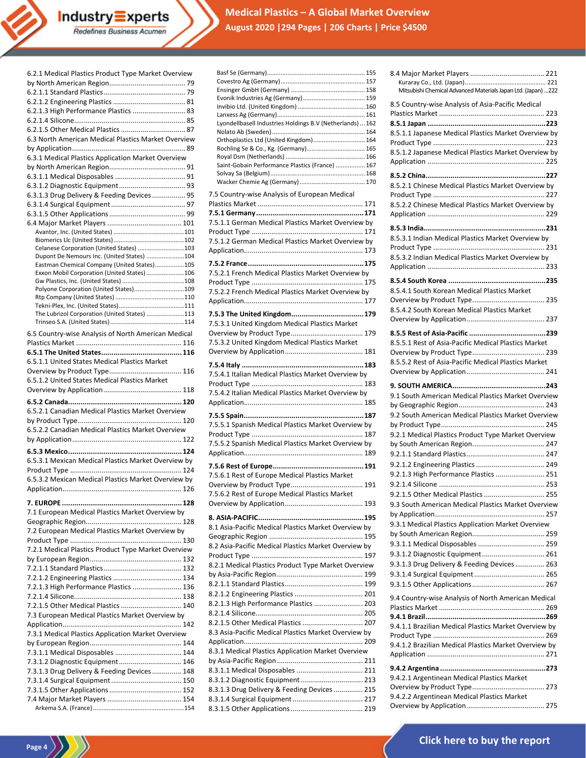6.2.1 Medical Plastics Product Type Market Overview by North American Region ........................................ 79
6.2.1.1 Standard Plastics ........................................... 79
6.2.1.2 Engineering Plastics ..................................... 81
6.2.1.3 High Performance Plastics ........................... 83
6.2.1.4 Silicone ......................................................... 85
6.2.1.5 Other Medical Plastics ................................. 87
6.3 North American Medical Plastics Market Overview by Application .......................................................... 89
6.3.1 Medical Plastics Application Market Overview by North American Region ........................................ 91
6.3.1.1 Medical Disposables ..................................... 91
6.3.1.2 Diagnostic Equipment .................................. 93
6.3.1.3 Drug Delivery & Feeding Devices ................. 95
6.3.1.4 Surgical Equipment ...................................... 97
6.3.1.5 Other Applications ....................................... 99
6.4 Major Market Players ...................................... 101
Avantor, Inc. (United States) ........................................... 101
Biomerics Llc (United States) .......................................... 102
Celanese Corporation (United States) ............................ 103
Dupont De Nemours Inc. (United States) ....................... 104
Eastman Chemical Company (United States) ................. 105
Exxon Mobil Corporation (United States) ....................... 106
Gw Plastics, Inc. (United States) ..................................... 108
Polyone Corporation (United States) ............................. 109
Rtp Company (United States) ......................................... 110
Tekni-Plex, Inc. (United States) ...................................... 111
The Lubrizol Corporation (United States) ...................... 113
Trinseo S.A. (United States) ........................................... 114

6.5 Country-wise Analysis of North American Medical Plastics Market ...................................................... 116
**6.5.1 The United States ....................................... 116**
6.5.1.1 United States Medical Plastics Market Overview by Product Type ..................................... 116
6.5.1.2 United States Medical Plastics Market Overview by Application ........................................ 118

**6.5.2 Canada ....................................................... 120**
6.5.2.1 Canadian Medical Plastics Market Overview by Product Type ..................................................... 120
6.5.2.2 Canadian Medical Plastics Market Overview by Application ........................................................ 122

**6.5.3 Mexico ........................................................ 124**
6.5.3.1 Mexican Medical Plastics Market Overview by Product Type ......................................................... 124
6.5.3.2 Mexican Medical Plastics Market Overview by Application ............................................................ 126

**7. EUROPE .......................................................... 128**
7.1 European Medical Plastics Market Overview by Geographic Region ................................................. 128
7.2 European Medical Plastics Market Overview by Product Type ......................................................... 130
7.2.1 Medical Plastics Product Type Market Overview by European Region .............................................. 132
7.2.1.1 Standard Plastics ......................................... 132
7.2.1.2 Engineering Plastics ................................... 134
7.2.1.3 High Performance Plastics ......................... 136
7.2.1.4 Silicone ....................................................... 138
7.2.1.5 Other Medical Plastics ............................... 140
7.3 European Medical Plastics Market Overview by Application ............................................................ 142
7.3.1 Medical Plastics Application Market Overview by European Region .............................................. 144
7.3.1.1 Medical Disposables ................................... 144
7.3.1.2 Diagnostic Equipment ................................ 146
7.3.1.3 Drug Delivery & Feeding Devices ............... 148
7.3.1.4 Surgical Equipment .................................... 150
7.3.1.5 Other Applications ..................................... 152
7.4 Major Market Players ...................................... 154
Arkema S.A. (France) ..................................................... 154
Basf Se (Germany) ......................................................... 155
Covestro Ag (Germany) ................................................. 157
Ensinger GmbH (Germany) ........................................... 158
Evonik Industries Ag (Germany) .................................... 159
Invibio Ltd. (United Kingdom) ....................................... 160
Lanxess Ag (Germany) ................................................... 161
Lyondellbasell Industries Holdings B.V (Netherlands) ... 162
Nolato Ab (Sweden) ...................................................... 164
Orthoplastics Ltd (United Kingdom) .............................. 164
Rochling Se & Co., Kg. (Germany) ................................. 165
Royal Dsm (Netherlands) .............................................. 166
Saint-Gobain Performance Plastics (France) ................. 167
Solvay Sa (Belgium) ....................................................... 168
Wacker Chemie Ag (Germany) ...................................... 170

7.5 Country-wise Analysis of European Medical Plastics Market ..................................................... 171
**7.5.1 Germany .................................................... 171**
7.5.1.1 German Medical Plastics Market Overview by Product Type ......................................................... 171
7.5.1.2 German Medical Plastics Market Overview by Application ............................................................ 173

**7.5.2 France ....................................................... 175**
7.5.2.1 French Medical Plastics Market Overview by Product Type ......................................................... 175
7.5.2.2 French Medical Plastics Market Overview by Application ............................................................ 177

**7.5.3 The United Kingdom .................................. 179**
7.5.3.1 United Kingdom Medical Plastics Market Overview by Product Type ..................................... 179
7.5.3.2 United Kingdom Medical Plastics Market Overview by Application ........................................ 181

**7.5.4 Italy ........................................................... 183**
7.5.4.1 Italian Medical Plastics Market Overview by Product Type ......................................................... 183
7.5.4.2 Italian Medical Plastics Market Overview by Application ............................................................ 185

**7.5.5 Spain .......................................................... 187**
7.5.5.1 Spanish Medical Plastics Market Overview by Product Type ......................................................... 187
7.5.5.2 Spanish Medical Plastics Market Overview by Application ............................................................ 189

**7.5.6 Rest of Europe ............................................ 191**
7.5.6.1 Rest of Europe Medical Plastics Market Overview by Product Type ..................................... 191
7.5.6.2 Rest of Europe Medical Plastics Market Overview by Application ........................................ 193

**8. ASIA-PACIFIC .................................................. 195**
8.1 Asia-Pacific Medical Plastics Market Overview by Geographic Region ................................................ 195
8.2 Asia-Pacific Medical Plastics Market Overview by Product Type ......................................................... 197
8.2.1 Medical Plastics Product Type Market Overview by Asia-Pacific Region ............................................ 199
8.2.1.1 Standard Plastics ......................................... 199
8.2.1.2 Engineering Plastics ................................... 201
8.2.1.3 High Performance Plastics ......................... 203
8.2.1.4 Silicone ....................................................... 205
8.2.1.5 Other Medical Plastics ............................... 207
8.3 Asia-Pacific Medical Plastics Market Overview by Application ............................................................ 209
8.3.1 Medical Plastics Application Market Overview by Asia-Pacific Region ............................................ 211
8.3.1.1 Medical Disposables ................................... 211
8.3.1.2 Diagnostic Equipment ................................ 213
8.3.1.3 Drug Delivery & Feeding Devices ............... 215
8.3.1.4 Surgical Equipment .................................... 217
8.3.1.5 Other Applications ..................................... 219
8.4 Major Market Players ...................................... 221
Kuraray Co., Ltd. (Japan) ............................................... 221
Mitsubishi Chemical Advanced Materials Japan Ltd. (Japan) ... 222

8.5 Country-wise Analysis of Asia-Pacific Medical Plastics Market ...................................................... 223
**8.5.1 Japan ......................................................... 223**
8.5.1.1 Japanese Medical Plastics Market Overview by Product Type ......................................................... 223
8.5.1.2 Japanese Medical Plastics Market Overview by Application ............................................................ 225

**8.5.2 China .......................................................... 227**
8.5.2.1 Chinese Medical Plastics Market Overview by Product Type ......................................................... 227
8.5.2.2 Chinese Medical Plastics Market Overview by Application ............................................................ 229

**8.5.3 India ........................................................... 231**
8.5.3.1 Indian Medical Plastics Market Overview by Product Type ......................................................... 231
8.5.3.2 Indian Medical Plastics Market Overview by Application ............................................................ 233

**8.5.4 South Korea ............................................... 235**
8.5.4.1 South Korean Medical Plastics Market Overview by Product Type ..................................... 235
8.5.4.2 South Korean Medical Plastics Market Overview by Application ........................................ 237

**8.5.5 Rest of Asia-Pacific .................................... 239**
8.5.5.1 Rest of Asia-Pacific Medical Plastics Market Overview by Product Type ..................................... 239
8.5.5.2 Rest of Asia-Pacific Medical Plastics Market Overview by Application ........................................ 241

**9. SOUTH AMERICA ............................................. 243**
9.1 South American Medical Plastics Market Overview by Geographic Region ............................................ 243
9.2 South American Medical Plastics Market Overview by Product Type ..................................................... 245
9.2.1 Medical Plastics Product Type Market Overview by South American Region ..................................... 247
9.2.1.1 Standard Plastics ......................................... 247
9.2.1.2 Engineering Plastics ................................... 249
9.2.1.3 High Performance Plastics ......................... 251
9.2.1.4 Silicone ....................................................... 253
9.2.1.5 Other Medical Plastics ............................... 255
9.3 South American Medical Plastics Market Overview by Application ........................................................ 257
9.3.1 Medical Plastics Application Market Overview by South American Region ..................................... 259
9.3.1.1 Medical Disposables ................................... 259
9.3.1.2 Diagnostic Equipment ................................ 261
9.3.1.3 Drug Delivery & Feeding Devices ............... 263
9.3.1.4 Surgical Equipment .................................... 265
9.3.1.5 Other Applications ..................................... 267

9.4 Country-wise Analysis of North American Medical Plastics Market ...................................................... 269
**9.4.1 Brazil .......................................................... 269**
9.4.1.1 Brazilian Medical Plastics Market Overview by Product Type ......................................................... 269
9.4.1.2 Brazilian Medical Plastics Market Overview by Application ............................................................ 271

**9.4.2 Argentina ................................................... 273**
9.4.2.1 Argentinean Medical Plastics Market Overview by Product Type ..................................... 273
9.4.2.2 Argentinean Medical Plastics Market Overview by Application ........................................ 275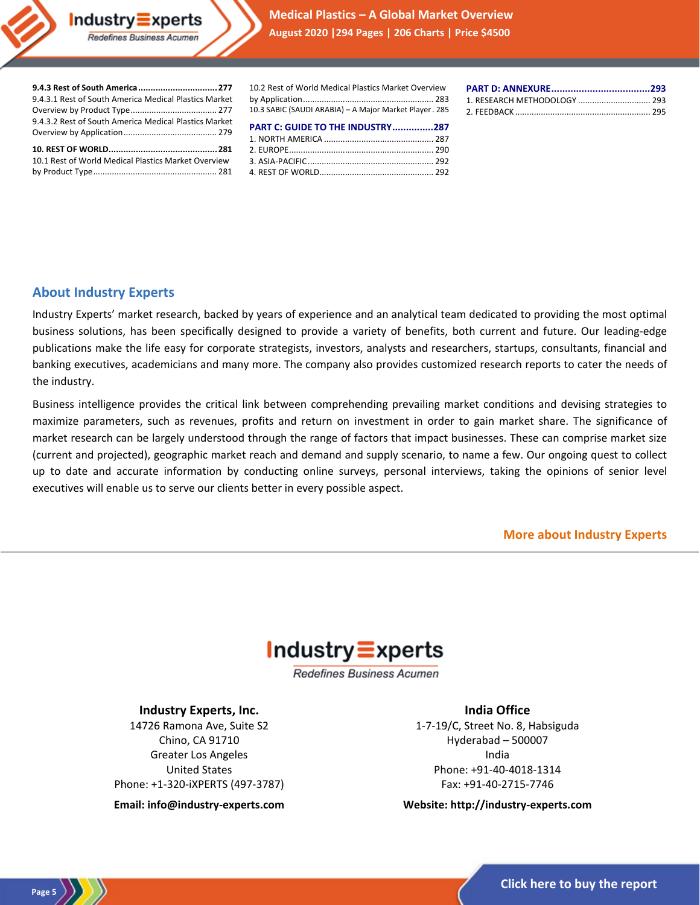**9.4.3 Rest of South America................................277**
9.4.3.1 Rest of South America Medical Plastics Market Overview by Product Type.................................... 277
9.4.3.2 Rest of South America Medical Plastics Market Overview by Application........................................ 279

**10. REST OF WORLD........................................... 281**
10.1 Rest of World Medical Plastics Market Overview by Product Type..................................................... 281
10.2 Rest of World Medical Plastics Market Overview by Application........................................................ 283
10.3 SABIC (SAUDI ARABIA) – A Major Market Player . 285

**PART C: GUIDE TO THE INDUSTRY...............287**
1. NORTH AMERICA ............................................... 287
2. EUROPE.............................................................. 290
3. ASIA-PACIFIC...................................................... 292
4. REST OF WORLD................................................. 292

**PART D: ANNEXURE....................................293**
1. RESEARCH METHODOLOGY ............................... 293
2. FEEDBACK .......................................................... 295

## About Industry Experts

Industry Experts' market research, backed by years of experience and an analytical team dedicated to providing the most optimal business solutions, has been specifically designed to provide a variety of benefits, both current and future. Our leading-edge publications make the life easy for corporate strategists, investors, analysts and researchers, startups, consultants, financial and banking executives, academicians and many more. The company also provides customized research reports to cater the needs of the industry.

Business intelligence provides the critical link between comprehending prevailing market conditions and devising strategies to maximize parameters, such as revenues, profits and return on investment in order to gain market share. The significance of market research can be largely understood through the range of factors that impact businesses. These can comprise market size (current and projected), geographic market reach and demand and supply scenario, to name a few. Our ongoing quest to collect up to date and accurate information by conducting online surveys, personal interviews, taking the opinions of senior level executives will enable us to serve our clients better in every possible aspect.

**More about Industry Experts**

Industry Experts
Redefines Business Acumen

**Industry Experts, Inc.**
14726 Ramona Ave, Suite S2
Chino, CA 91710
Greater Los Angeles
United States
Phone: +1-320-iXPERTS (497-3787)

**Email: info@industry-experts.com**

**India Office**
1-7-19/C, Street No. 8, Habsiguda
Hyderabad – 500007
India
Phone: +91-40-4018-1314
Fax: +91-40-2715-7746

**Website: http://industry-experts.com**

**Click here to buy the report**